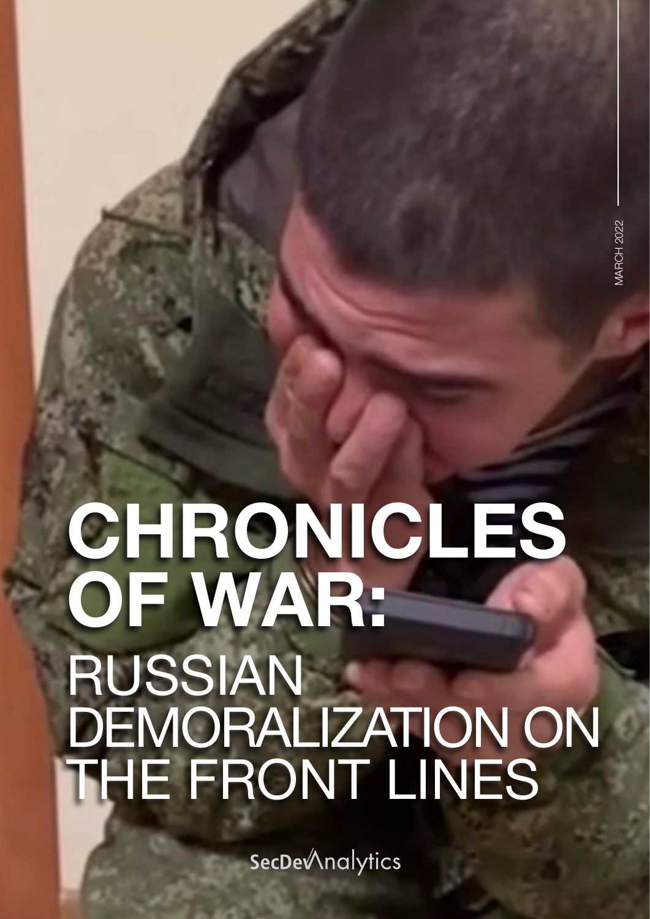MARCH 2022

# CHRONICLES OF WAR:

## RUSSIAN DEMORALIZATION ON THE FRONT LINES

SecDevAnalytics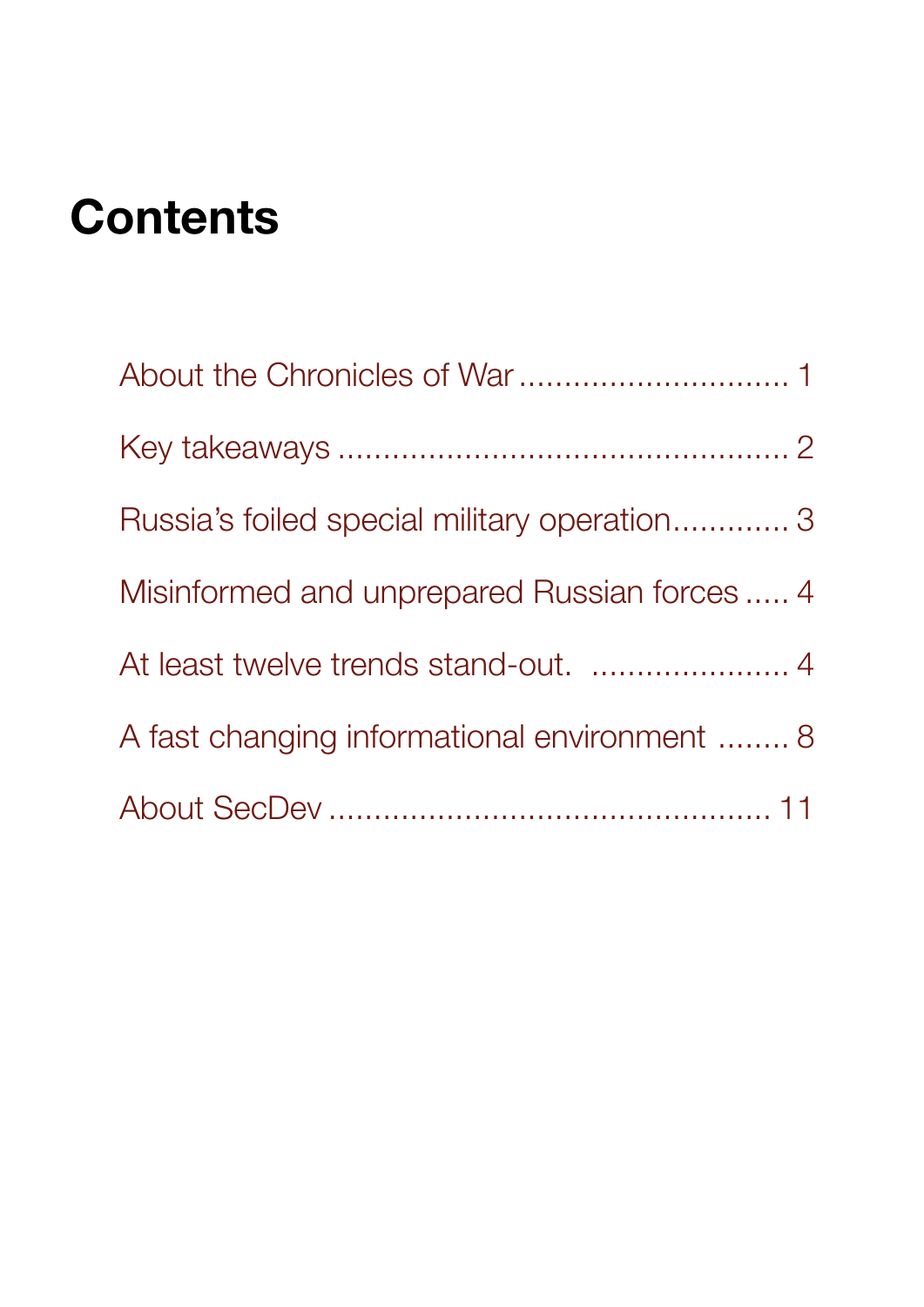# Contents

About the Chronicles of War .............................. 1

Key takeaways .................................................. 2

Russia's foiled special military operation............. 3

Misinformed and unprepared Russian forces ..... 4

At least twelve trends stand-out. ....................... 4

A fast changing informational environment ........ 8

About SecDev ................................................. 11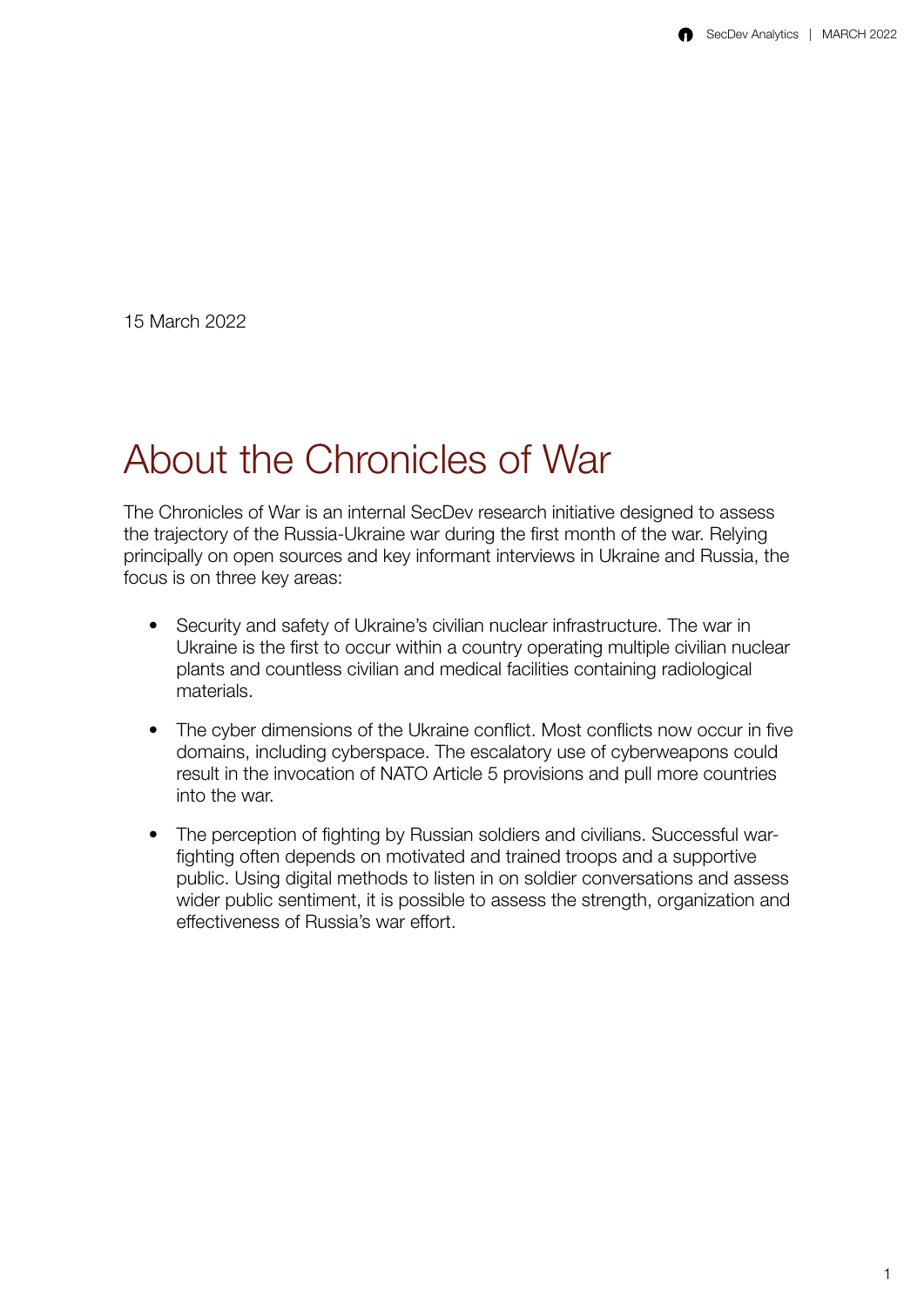15 March 2022

# About the Chronicles of War

The Chronicles of War is an internal SecDev research initiative designed to assess the trajectory of the Russia-Ukraine war during the first month of the war. Relying principally on open sources and key informant interviews in Ukraine and Russia, the focus is on three key areas:

- Security and safety of Ukraine's civilian nuclear infrastructure. The war in Ukraine is the first to occur within a country operating multiple civilian nuclear plants and countless civilian and medical facilities containing radiological materials.

- The cyber dimensions of the Ukraine conflict. Most conflicts now occur in five domains, including cyberspace. The escalatory use of cyberweapons could result in the invocation of NATO Article 5 provisions and pull more countries into the war.

- The perception of fighting by Russian soldiers and civilians. Successful war-fighting often depends on motivated and trained troops and a supportive public. Using digital methods to listen in on soldier conversations and assess wider public sentiment, it is possible to assess the strength, organization and effectiveness of Russia's war effort.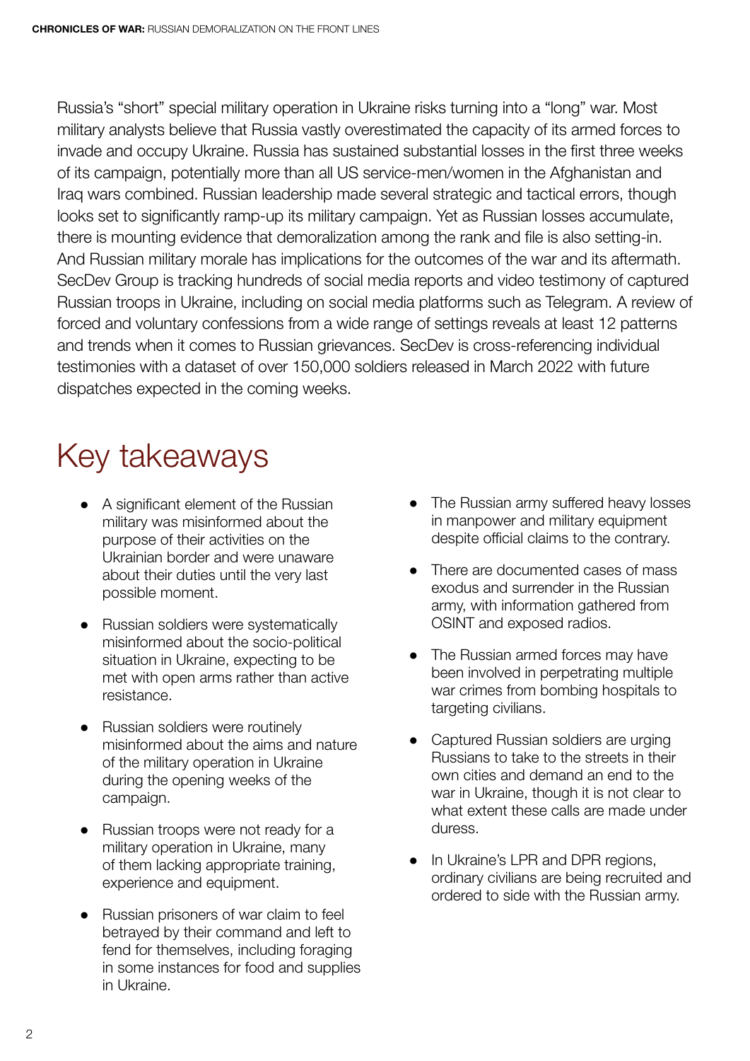Russia's "short" special military operation in Ukraine risks turning into a "long" war. Most military analysts believe that Russia vastly overestimated the capacity of its armed forces to invade and occupy Ukraine. Russia has sustained substantial losses in the first three weeks of its campaign, potentially more than all US service-men/women in the Afghanistan and Iraq wars combined. Russian leadership made several strategic and tactical errors, though looks set to significantly ramp-up its military campaign. Yet as Russian losses accumulate, there is mounting evidence that demoralization among the rank and file is also setting-in. And Russian military morale has implications for the outcomes of the war and its aftermath. SecDev Group is tracking hundreds of social media reports and video testimony of captured Russian troops in Ukraine, including on social media platforms such as Telegram. A review of forced and voluntary confessions from a wide range of settings reveals at least 12 patterns and trends when it comes to Russian grievances. SecDev is cross-referencing individual testimonies with a dataset of over 150,000 soldiers released in March 2022 with future dispatches expected in the coming weeks.

# Key takeaways

- A significant element of the Russian military was misinformed about the purpose of their activities on the Ukrainian border and were unaware about their duties until the very last possible moment.
- Russian soldiers were systematically misinformed about the socio-political situation in Ukraine, expecting to be met with open arms rather than active resistance.
- Russian soldiers were routinely misinformed about the aims and nature of the military operation in Ukraine during the opening weeks of the campaign.
- Russian troops were not ready for a military operation in Ukraine, many of them lacking appropriate training, experience and equipment.
- Russian prisoners of war claim to feel betrayed by their command and left to fend for themselves, including foraging in some instances for food and supplies in Ukraine.
- The Russian army suffered heavy losses in manpower and military equipment despite official claims to the contrary.
- There are documented cases of mass exodus and surrender in the Russian army, with information gathered from OSINT and exposed radios.
- The Russian armed forces may have been involved in perpetrating multiple war crimes from bombing hospitals to targeting civilians.
- Captured Russian soldiers are urging Russians to take to the streets in their own cities and demand an end to the war in Ukraine, though it is not clear to what extent these calls are made under duress.
- In Ukraine's LPR and DPR regions, ordinary civilians are being recruited and ordered to side with the Russian army.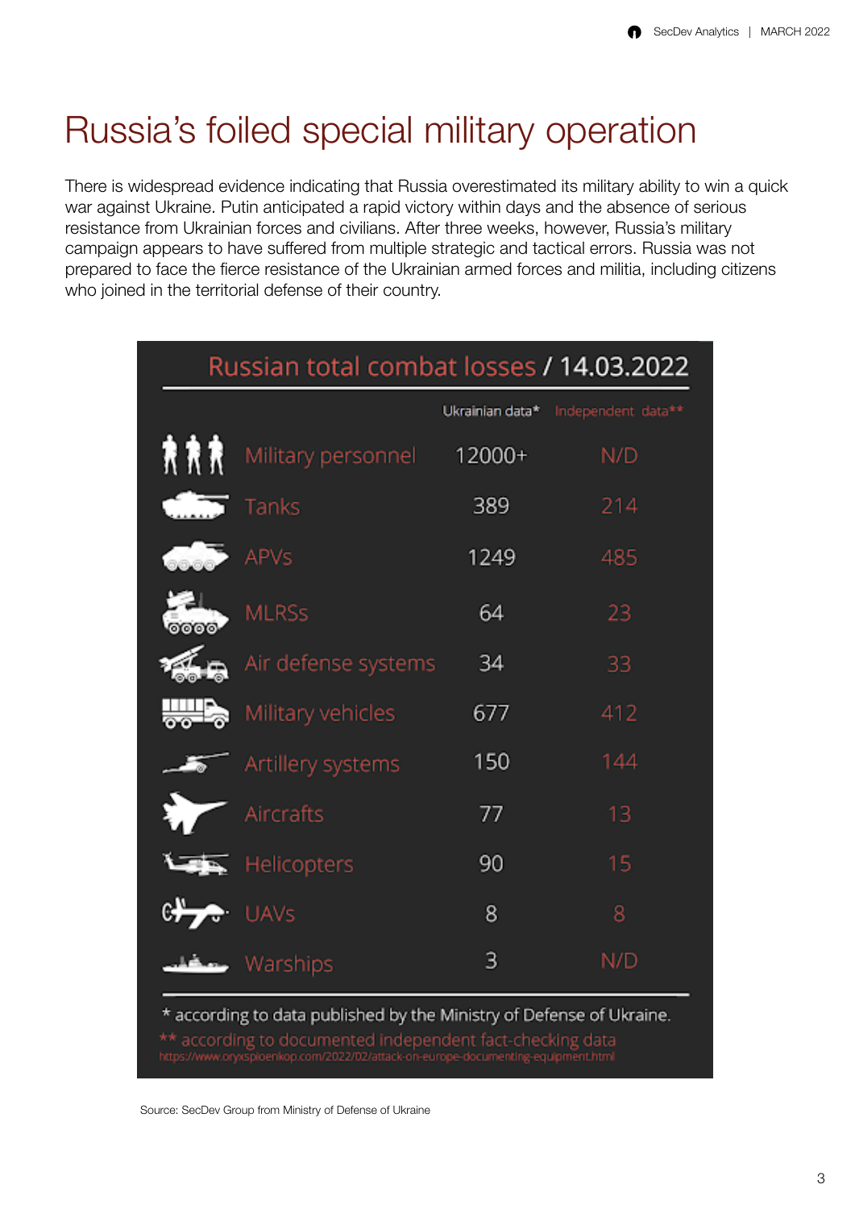# Russia's foiled special military operation

There is widespread evidence indicating that Russia overestimated its military ability to win a quick war against Ukraine. Putin anticipated a rapid victory within days and the absence of serious resistance from Ukrainian forces and civilians. After three weeks, however, Russia's military campaign appears to have suffered from multiple strategic and tactical errors. Russia was not prepared to face the fierce resistance of the Ukrainian armed forces and militia, including citizens who joined in the territorial defense of their country.

**Russian total combat losses / 14.03.2022**

| | Ukrainian data* | Independent data** |
|---|---|---|
| Military personnel | 12000+ | N/D |
| Tanks | 389 | 214 |
| APVs | 1249 | 485 |
| MLRSs | 64 | 23 |
| Air defense systems | 34 | 33 |
| Military vehicles | 677 | 412 |
| Artillery systems | 150 | 144 |
| Aircrafts | 77 | 13 |
| Helicopters | 90 | 15 |
| UAVs | 8 | 8 |
| Warships | 3 | N/D |

* according to data published by the Ministry of Defense of Ukraine.

** according to documented independent fact-checking data https://www.oryxspioenkop.com/2022/02/attack-on-europe-documenting-equipment.html

Source: SecDev Group from Ministry of Defense of Ukraine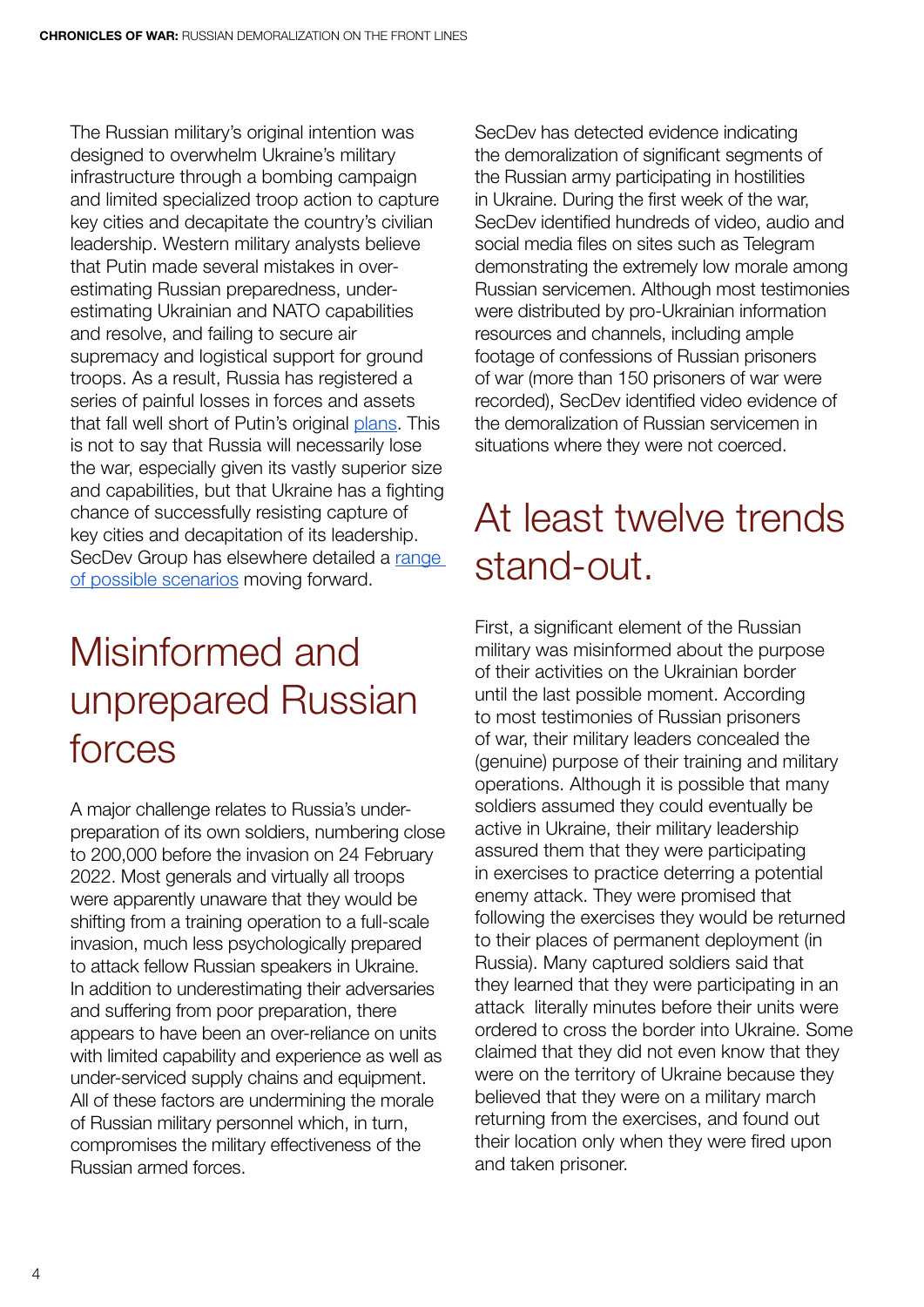The Russian military's original intention was designed to overwhelm Ukraine's military infrastructure through a bombing campaign and limited specialized troop action to capture key cities and decapitate the country's civilian leadership. Western military analysts believe that Putin made several mistakes in over-estimating Russian preparedness, under-estimating Ukrainian and NATO capabilities and resolve, and failing to secure air supremacy and logistical support for ground troops. As a result, Russia has registered a series of painful losses in forces and assets that fall well short of Putin's original plans. This is not to say that Russia will necessarily lose the war, especially given its vastly superior size and capabilities, but that Ukraine has a fighting chance of successfully resisting capture of key cities and decapitation of its leadership. SecDev Group has elsewhere detailed a range of possible scenarios moving forward.

## Misinformed and unprepared Russian forces

A major challenge relates to Russia's under-preparation of its own soldiers, numbering close to 200,000 before the invasion on 24 February 2022. Most generals and virtually all troops were apparently unaware that they would be shifting from a training operation to a full-scale invasion, much less psychologically prepared to attack fellow Russian speakers in Ukraine. In addition to underestimating their adversaries and suffering from poor preparation, there appears to have been an over-reliance on units with limited capability and experience as well as under-serviced supply chains and equipment. All of these factors are undermining the morale of Russian military personnel which, in turn, compromises the military effectiveness of the Russian armed forces.

SecDev has detected evidence indicating the demoralization of significant segments of the Russian army participating in hostilities in Ukraine. During the first week of the war, SecDev identified hundreds of video, audio and social media files on sites such as Telegram demonstrating the extremely low morale among Russian servicemen. Although most testimonies were distributed by pro-Ukrainian information resources and channels, including ample footage of confessions of Russian prisoners of war (more than 150 prisoners of war were recorded), SecDev identified video evidence of the demoralization of Russian servicemen in situations where they were not coerced.

## At least twelve trends stand-out.

First, a significant element of the Russian military was misinformed about the purpose of their activities on the Ukrainian border until the last possible moment. According to most testimonies of Russian prisoners of war, their military leaders concealed the (genuine) purpose of their training and military operations. Although it is possible that many soldiers assumed they could eventually be active in Ukraine, their military leadership assured them that they were participating in exercises to practice deterring a potential enemy attack. They were promised that following the exercises they would be returned to their places of permanent deployment (in Russia). Many captured soldiers said that they learned that they were participating in an attack literally minutes before their units were ordered to cross the border into Ukraine. Some claimed that they did not even know that they were on the territory of Ukraine because they believed that they were on a military march returning from the exercises, and found out their location only when they were fired upon and taken prisoner.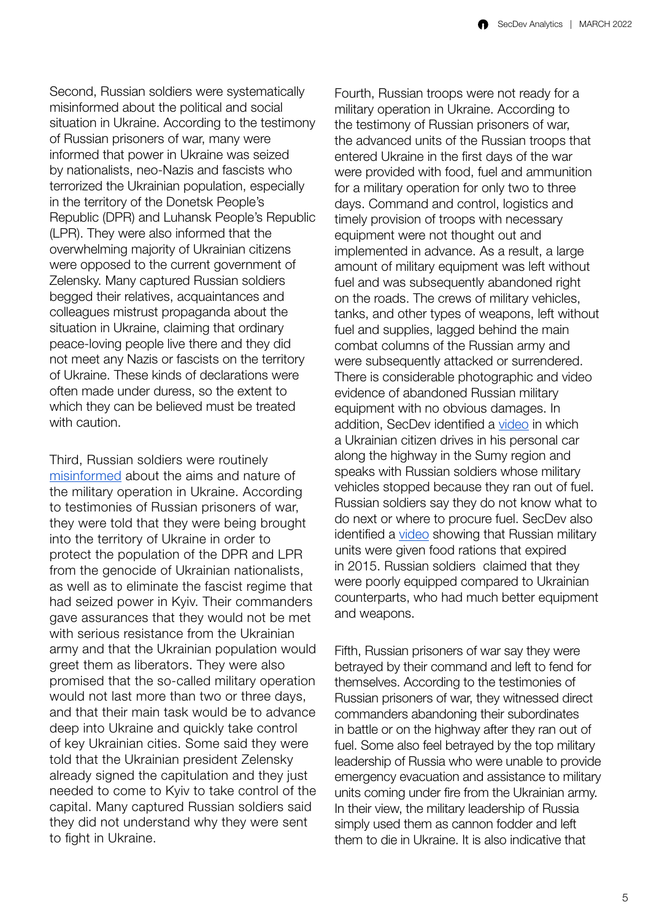Second, Russian soldiers were systematically misinformed about the political and social situation in Ukraine. According to the testimony of Russian prisoners of war, many were informed that power in Ukraine was seized by nationalists, neo-Nazis and fascists who terrorized the Ukrainian population, especially in the territory of the Donetsk People's Republic (DPR) and Luhansk People's Republic (LPR). They were also informed that the overwhelming majority of Ukrainian citizens were opposed to the current government of Zelensky. Many captured Russian soldiers begged their relatives, acquaintances and colleagues mistrust propaganda about the situation in Ukraine, claiming that ordinary peace-loving people live there and they did not meet any Nazis or fascists on the territory of Ukraine. These kinds of declarations were often made under duress, so the extent to which they can be believed must be treated with caution.

Third, Russian soldiers were routinely misinformed about the aims and nature of the military operation in Ukraine. According to testimonies of Russian prisoners of war, they were told that they were being brought into the territory of Ukraine in order to protect the population of the DPR and LPR from the genocide of Ukrainian nationalists, as well as to eliminate the fascist regime that had seized power in Kyiv. Their commanders gave assurances that they would not be met with serious resistance from the Ukrainian army and that the Ukrainian population would greet them as liberators. They were also promised that the so-called military operation would not last more than two or three days, and that their main task would be to advance deep into Ukraine and quickly take control of key Ukrainian cities. Some said they were told that the Ukrainian president Zelensky already signed the capitulation and they just needed to come to Kyiv to take control of the capital. Many captured Russian soldiers said they did not understand why they were sent to fight in Ukraine.

Fourth, Russian troops were not ready for a military operation in Ukraine. According to the testimony of Russian prisoners of war, the advanced units of the Russian troops that entered Ukraine in the first days of the war were provided with food, fuel and ammunition for a military operation for only two to three days. Command and control, logistics and timely provision of troops with necessary equipment were not thought out and implemented in advance. As a result, a large amount of military equipment was left without fuel and was subsequently abandoned right on the roads. The crews of military vehicles, tanks, and other types of weapons, left without fuel and supplies, lagged behind the main combat columns of the Russian army and were subsequently attacked or surrendered. There is considerable photographic and video evidence of abandoned Russian military equipment with no obvious damages. In addition, SecDev identified a video in which a Ukrainian citizen drives in his personal car along the highway in the Sumy region and speaks with Russian soldiers whose military vehicles stopped because they ran out of fuel. Russian soldiers say they do not know what to do next or where to procure fuel. SecDev also identified a video showing that Russian military units were given food rations that expired in 2015. Russian soldiers claimed that they were poorly equipped compared to Ukrainian counterparts, who had much better equipment and weapons.

Fifth, Russian prisoners of war say they were betrayed by their command and left to fend for themselves. According to the testimonies of Russian prisoners of war, they witnessed direct commanders abandoning their subordinates in battle or on the highway after they ran out of fuel. Some also feel betrayed by the top military leadership of Russia who were unable to provide emergency evacuation and assistance to military units coming under fire from the Ukrainian army. In their view, the military leadership of Russia simply used them as cannon fodder and left them to die in Ukraine. It is also indicative that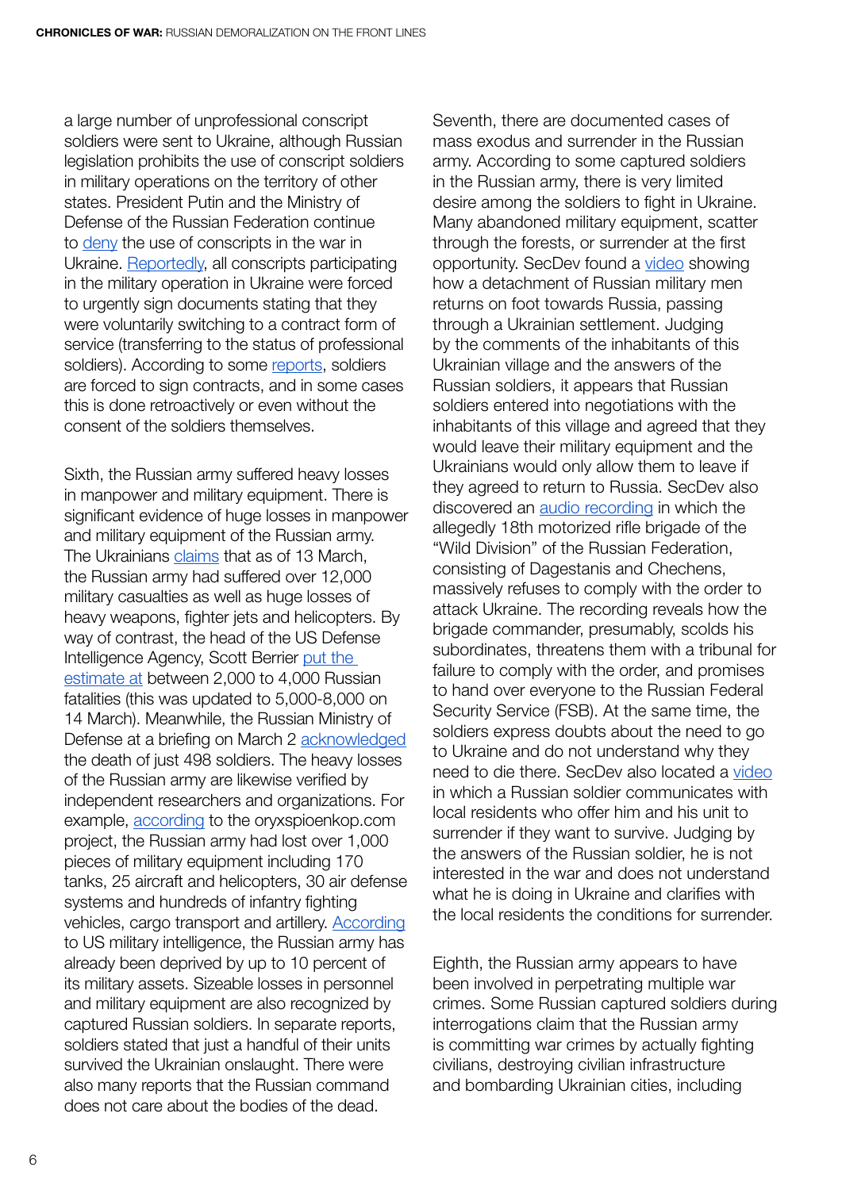a large number of unprofessional conscript soldiers were sent to Ukraine, although Russian legislation prohibits the use of conscript soldiers in military operations on the territory of other states. President Putin and the Ministry of Defense of the Russian Federation continue to deny the use of conscripts in the war in Ukraine. Reportedly, all conscripts participating in the military operation in Ukraine were forced to urgently sign documents stating that they were voluntarily switching to a contract form of service (transferring to the status of professional soldiers). According to some reports, soldiers are forced to sign contracts, and in some cases this is done retroactively or even without the consent of the soldiers themselves.

Sixth, the Russian army suffered heavy losses in manpower and military equipment. There is significant evidence of huge losses in manpower and military equipment of the Russian army. The Ukrainians claims that as of 13 March, the Russian army had suffered over 12,000 military casualties as well as huge losses of heavy weapons, fighter jets and helicopters. By way of contrast, the head of the US Defense Intelligence Agency, Scott Berrier put the estimate at between 2,000 to 4,000 Russian fatalities (this was updated to 5,000-8,000 on 14 March). Meanwhile, the Russian Ministry of Defense at a briefing on March 2 acknowledged the death of just 498 soldiers. The heavy losses of the Russian army are likewise verified by independent researchers and organizations. For example, according to the oryxspioenkop.com project, the Russian army had lost over 1,000 pieces of military equipment including 170 tanks, 25 aircraft and helicopters, 30 air defense systems and hundreds of infantry fighting vehicles, cargo transport and artillery. According to US military intelligence, the Russian army has already been deprived by up to 10 percent of its military assets. Sizeable losses in personnel and military equipment are also recognized by captured Russian soldiers. In separate reports, soldiers stated that just a handful of their units survived the Ukrainian onslaught. There were also many reports that the Russian command does not care about the bodies of the dead.

Seventh, there are documented cases of mass exodus and surrender in the Russian army. According to some captured soldiers in the Russian army, there is very limited desire among the soldiers to fight in Ukraine. Many abandoned military equipment, scatter through the forests, or surrender at the first opportunity. SecDev found a video showing how a detachment of Russian military men returns on foot towards Russia, passing through a Ukrainian settlement. Judging by the comments of the inhabitants of this Ukrainian village and the answers of the Russian soldiers, it appears that Russian soldiers entered into negotiations with the inhabitants of this village and agreed that they would leave their military equipment and the Ukrainians would only allow them to leave if they agreed to return to Russia. SecDev also discovered an audio recording in which the allegedly 18th motorized rifle brigade of the "Wild Division" of the Russian Federation, consisting of Dagestanis and Chechens, massively refuses to comply with the order to attack Ukraine. The recording reveals how the brigade commander, presumably, scolds his subordinates, threatens them with a tribunal for failure to comply with the order, and promises to hand over everyone to the Russian Federal Security Service (FSB). At the same time, the soldiers express doubts about the need to go to Ukraine and do not understand why they need to die there. SecDev also located a video in which a Russian soldier communicates with local residents who offer him and his unit to surrender if they want to survive. Judging by the answers of the Russian soldier, he is not interested in the war and does not understand what he is doing in Ukraine and clarifies with the local residents the conditions for surrender.

Eighth, the Russian army appears to have been involved in perpetrating multiple war crimes. Some Russian captured soldiers during interrogations claim that the Russian army is committing war crimes by actually fighting civilians, destroying civilian infrastructure and bombarding Ukrainian cities, including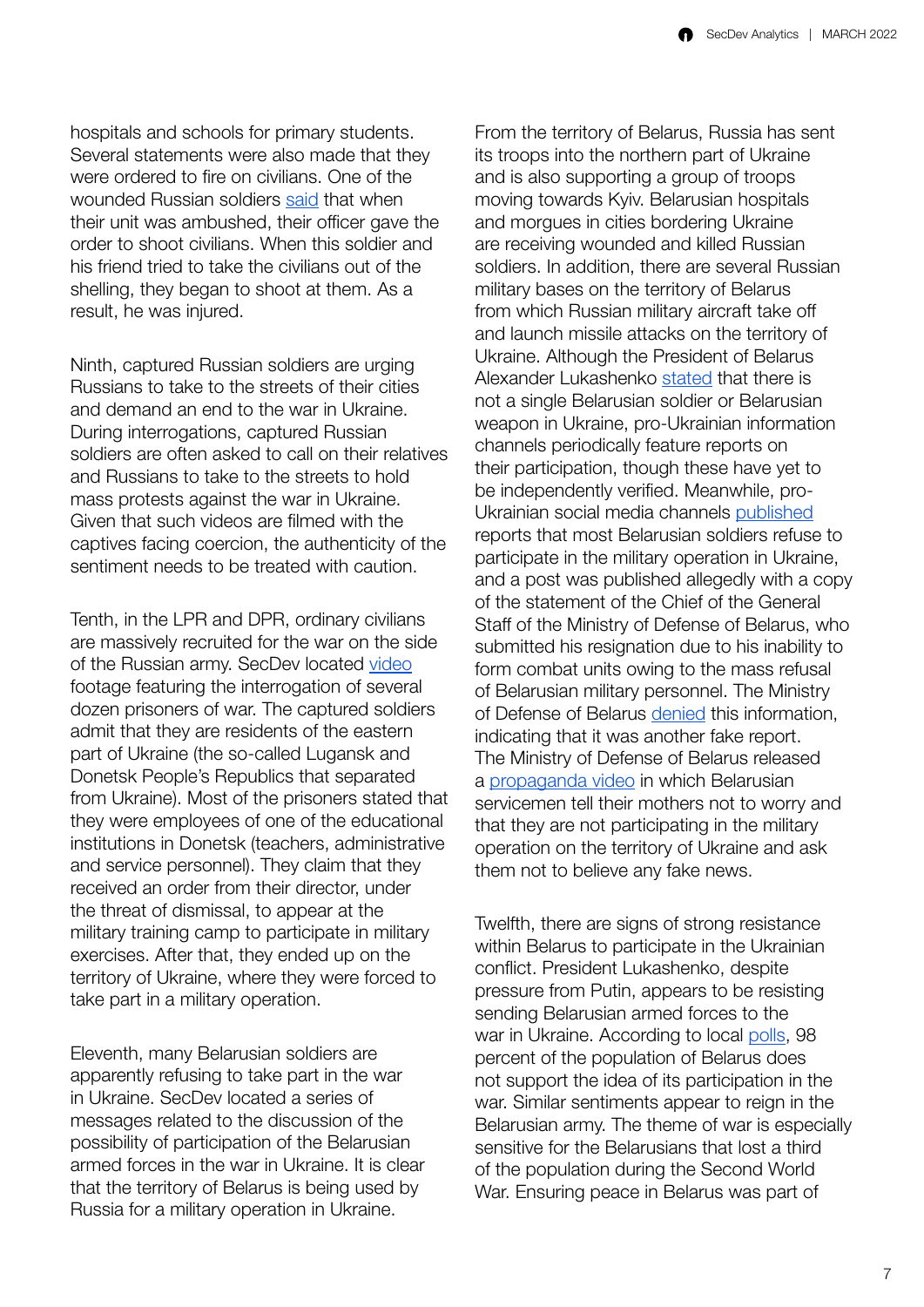hospitals and schools for primary students. Several statements were also made that they were ordered to fire on civilians. One of the wounded Russian soldiers said that when their unit was ambushed, their officer gave the order to shoot civilians. When this soldier and his friend tried to take the civilians out of the shelling, they began to shoot at them. As a result, he was injured.

Ninth, captured Russian soldiers are urging Russians to take to the streets of their cities and demand an end to the war in Ukraine. During interrogations, captured Russian soldiers are often asked to call on their relatives and Russians to take to the streets to hold mass protests against the war in Ukraine. Given that such videos are filmed with the captives facing coercion, the authenticity of the sentiment needs to be treated with caution.

Tenth, in the LPR and DPR, ordinary civilians are massively recruited for the war on the side of the Russian army. SecDev located video footage featuring the interrogation of several dozen prisoners of war. The captured soldiers admit that they are residents of the eastern part of Ukraine (the so-called Lugansk and Donetsk People's Republics that separated from Ukraine). Most of the prisoners stated that they were employees of one of the educational institutions in Donetsk (teachers, administrative and service personnel). They claim that they received an order from their director, under the threat of dismissal, to appear at the military training camp to participate in military exercises. After that, they ended up on the territory of Ukraine, where they were forced to take part in a military operation.

Eleventh, many Belarusian soldiers are apparently refusing to take part in the war in Ukraine. SecDev located a series of messages related to the discussion of the possibility of participation of the Belarusian armed forces in the war in Ukraine. It is clear that the territory of Belarus is being used by Russia for a military operation in Ukraine. From the territory of Belarus, Russia has sent its troops into the northern part of Ukraine and is also supporting a group of troops moving towards Kyiv. Belarusian hospitals and morgues in cities bordering Ukraine are receiving wounded and killed Russian soldiers. In addition, there are several Russian military bases on the territory of Belarus from which Russian military aircraft take off and launch missile attacks on the territory of Ukraine. Although the President of Belarus Alexander Lukashenko stated that there is not a single Belarusian soldier or Belarusian weapon in Ukraine, pro-Ukrainian information channels periodically feature reports on their participation, though these have yet to be independently verified. Meanwhile, pro-Ukrainian social media channels published reports that most Belarusian soldiers refuse to participate in the military operation in Ukraine, and a post was published allegedly with a copy of the statement of the Chief of the General Staff of the Ministry of Defense of Belarus, who submitted his resignation due to his inability to form combat units owing to the mass refusal of Belarusian military personnel. The Ministry of Defense of Belarus denied this information, indicating that it was another fake report. The Ministry of Defense of Belarus released a propaganda video in which Belarusian servicemen tell their mothers not to worry and that they are not participating in the military operation on the territory of Ukraine and ask them not to believe any fake news.

Twelfth, there are signs of strong resistance within Belarus to participate in the Ukrainian conflict. President Lukashenko, despite pressure from Putin, appears to be resisting sending Belarusian armed forces to the war in Ukraine. According to local polls, 98 percent of the population of Belarus does not support the idea of its participation in the war. Similar sentiments appear to reign in the Belarusian army. The theme of war is especially sensitive for the Belarusians that lost a third of the population during the Second World War. Ensuring peace in Belarus was part of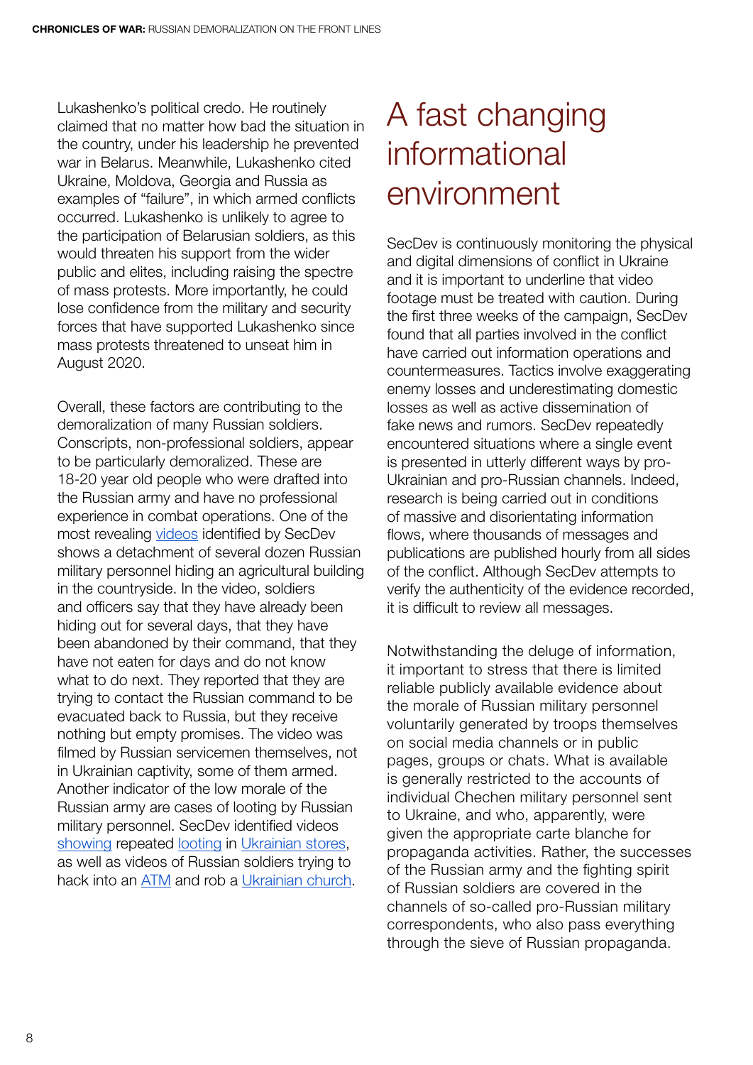Lukashenko's political credo. He routinely claimed that no matter how bad the situation in the country, under his leadership he prevented war in Belarus. Meanwhile, Lukashenko cited Ukraine, Moldova, Georgia and Russia as examples of "failure", in which armed conflicts occurred. Lukashenko is unlikely to agree to the participation of Belarusian soldiers, as this would threaten his support from the wider public and elites, including raising the spectre of mass protests. More importantly, he could lose confidence from the military and security forces that have supported Lukashenko since mass protests threatened to unseat him in August 2020.

Overall, these factors are contributing to the demoralization of many Russian soldiers. Conscripts, non-professional soldiers, appear to be particularly demoralized. These are 18-20 year old people who were drafted into the Russian army and have no professional experience in combat operations. One of the most revealing videos identified by SecDev shows a detachment of several dozen Russian military personnel hiding an agricultural building in the countryside. In the video, soldiers and officers say that they have already been hiding out for several days, that they have been abandoned by their command, that they have not eaten for days and do not know what to do next. They reported that they are trying to contact the Russian command to be evacuated back to Russia, but they receive nothing but empty promises. The video was filmed by Russian servicemen themselves, not in Ukrainian captivity, some of them armed. Another indicator of the low morale of the Russian army are cases of looting by Russian military personnel. SecDev identified videos showing repeated looting in Ukrainian stores, as well as videos of Russian soldiers trying to hack into an ATM and rob a Ukrainian church.

# A fast changing informational environment

SecDev is continuously monitoring the physical and digital dimensions of conflict in Ukraine and it is important to underline that video footage must be treated with caution. During the first three weeks of the campaign, SecDev found that all parties involved in the conflict have carried out information operations and countermeasures. Tactics involve exaggerating enemy losses and underestimating domestic losses as well as active dissemination of fake news and rumors. SecDev repeatedly encountered situations where a single event is presented in utterly different ways by pro-Ukrainian and pro-Russian channels. Indeed, research is being carried out in conditions of massive and disorientating information flows, where thousands of messages and publications are published hourly from all sides of the conflict. Although SecDev attempts to verify the authenticity of the evidence recorded, it is difficult to review all messages.

Notwithstanding the deluge of information, it important to stress that there is limited reliable publicly available evidence about the morale of Russian military personnel voluntarily generated by troops themselves on social media channels or in public pages, groups or chats. What is available is generally restricted to the accounts of individual Chechen military personnel sent to Ukraine, and who, apparently, were given the appropriate carte blanche for propaganda activities. Rather, the successes of the Russian army and the fighting spirit of Russian soldiers are covered in the channels of so-called pro-Russian military correspondents, who also pass everything through the sieve of Russian propaganda.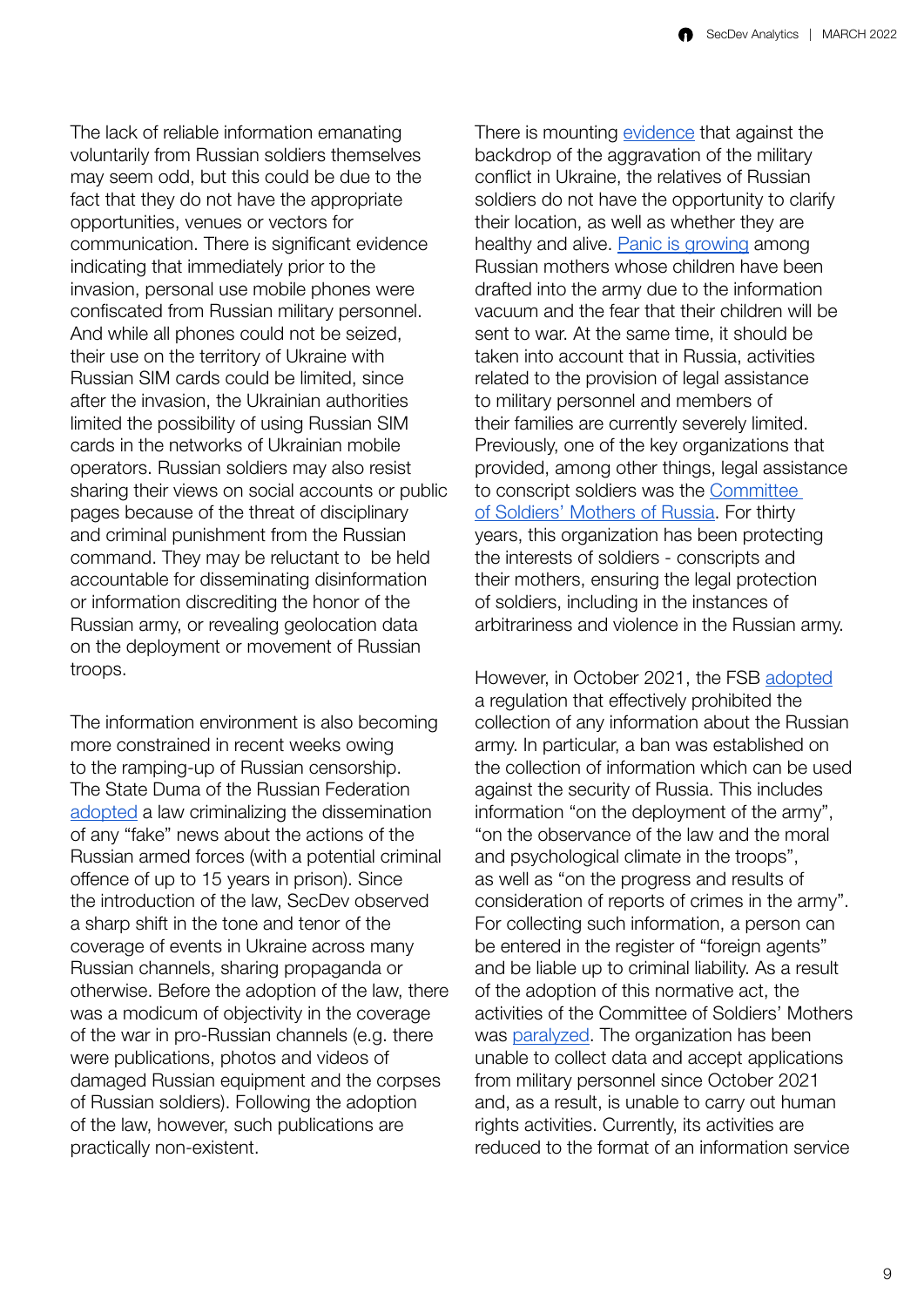The lack of reliable information emanating voluntarily from Russian soldiers themselves may seem odd, but this could be due to the fact that they do not have the appropriate opportunities, venues or vectors for communication. There is significant evidence indicating that immediately prior to the invasion, personal use mobile phones were confiscated from Russian military personnel. And while all phones could not be seized, their use on the territory of Ukraine with Russian SIM cards could be limited, since after the invasion, the Ukrainian authorities limited the possibility of using Russian SIM cards in the networks of Ukrainian mobile operators. Russian soldiers may also resist sharing their views on social accounts or public pages because of the threat of disciplinary and criminal punishment from the Russian command. They may be reluctant to be held accountable for disseminating disinformation or information discrediting the honor of the Russian army, or revealing geolocation data on the deployment or movement of Russian troops.

The information environment is also becoming more constrained in recent weeks owing to the ramping-up of Russian censorship. The State Duma of the Russian Federation adopted a law criminalizing the dissemination of any "fake" news about the actions of the Russian armed forces (with a potential criminal offence of up to 15 years in prison). Since the introduction of the law, SecDev observed a sharp shift in the tone and tenor of the coverage of events in Ukraine across many Russian channels, sharing propaganda or otherwise. Before the adoption of the law, there was a modicum of objectivity in the coverage of the war in pro-Russian channels (e.g. there were publications, photos and videos of damaged Russian equipment and the corpses of Russian soldiers). Following the adoption of the law, however, such publications are practically non-existent.

There is mounting evidence that against the backdrop of the aggravation of the military conflict in Ukraine, the relatives of Russian soldiers do not have the opportunity to clarify their location, as well as whether they are healthy and alive. Panic is growing among Russian mothers whose children have been drafted into the army due to the information vacuum and the fear that their children will be sent to war. At the same time, it should be taken into account that in Russia, activities related to the provision of legal assistance to military personnel and members of their families are currently severely limited. Previously, one of the key organizations that provided, among other things, legal assistance to conscript soldiers was the Committee of Soldiers' Mothers of Russia. For thirty years, this organization has been protecting the interests of soldiers - conscripts and their mothers, ensuring the legal protection of soldiers, including in the instances of arbitrariness and violence in the Russian army.

However, in October 2021, the FSB adopted a regulation that effectively prohibited the collection of any information about the Russian army. In particular, a ban was established on the collection of information which can be used against the security of Russia. This includes information "on the deployment of the army", "on the observance of the law and the moral and psychological climate in the troops", as well as "on the progress and results of consideration of reports of crimes in the army". For collecting such information, a person can be entered in the register of "foreign agents" and be liable up to criminal liability. As a result of the adoption of this normative act, the activities of the Committee of Soldiers' Mothers was paralyzed. The organization has been unable to collect data and accept applications from military personnel since October 2021 and, as a result, is unable to carry out human rights activities. Currently, its activities are reduced to the format of an information service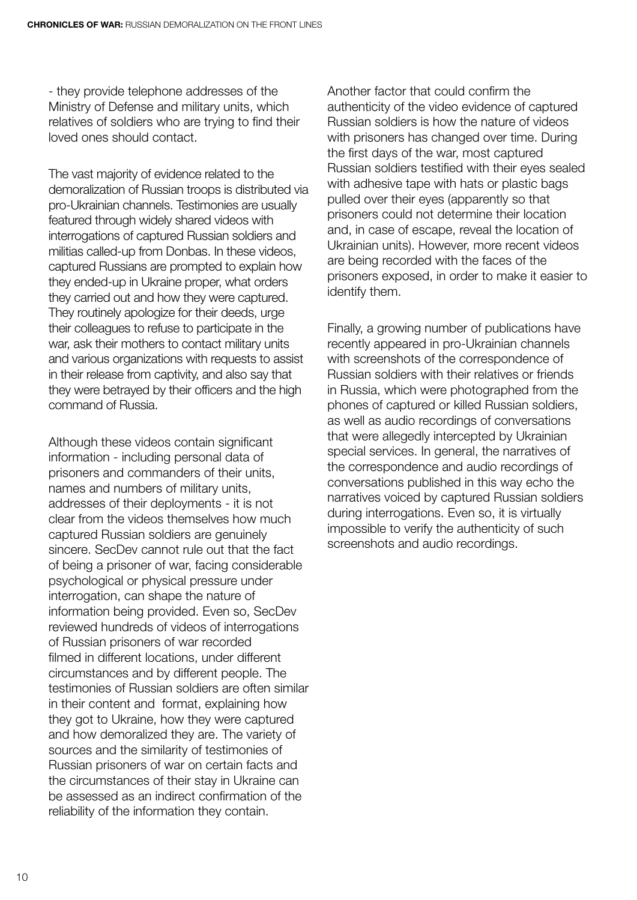- they provide telephone addresses of the Ministry of Defense and military units, which relatives of soldiers who are trying to find their loved ones should contact.

The vast majority of evidence related to the demoralization of Russian troops is distributed via pro-Ukrainian channels. Testimonies are usually featured through widely shared videos with interrogations of captured Russian soldiers and militias called-up from Donbas. In these videos, captured Russians are prompted to explain how they ended-up in Ukraine proper, what orders they carried out and how they were captured. They routinely apologize for their deeds, urge their colleagues to refuse to participate in the war, ask their mothers to contact military units and various organizations with requests to assist in their release from captivity, and also say that they were betrayed by their officers and the high command of Russia.

Although these videos contain significant information - including personal data of prisoners and commanders of their units, names and numbers of military units, addresses of their deployments - it is not clear from the videos themselves how much captured Russian soldiers are genuinely sincere. SecDev cannot rule out that the fact of being a prisoner of war, facing considerable psychological or physical pressure under interrogation, can shape the nature of information being provided. Even so, SecDev reviewed hundreds of videos of interrogations of Russian prisoners of war recorded filmed in different locations, under different circumstances and by different people. The testimonies of Russian soldiers are often similar in their content and format, explaining how they got to Ukraine, how they were captured and how demoralized they are. The variety of sources and the similarity of testimonies of Russian prisoners of war on certain facts and the circumstances of their stay in Ukraine can be assessed as an indirect confirmation of the reliability of the information they contain.

Another factor that could confirm the authenticity of the video evidence of captured Russian soldiers is how the nature of videos with prisoners has changed over time. During the first days of the war, most captured Russian soldiers testified with their eyes sealed with adhesive tape with hats or plastic bags pulled over their eyes (apparently so that prisoners could not determine their location and, in case of escape, reveal the location of Ukrainian units). However, more recent videos are being recorded with the faces of the prisoners exposed, in order to make it easier to identify them.

Finally, a growing number of publications have recently appeared in pro-Ukrainian channels with screenshots of the correspondence of Russian soldiers with their relatives or friends in Russia, which were photographed from the phones of captured or killed Russian soldiers, as well as audio recordings of conversations that were allegedly intercepted by Ukrainian special services. In general, the narratives of the correspondence and audio recordings of conversations published in this way echo the narratives voiced by captured Russian soldiers during interrogations. Even so, it is virtually impossible to verify the authenticity of such screenshots and audio recordings.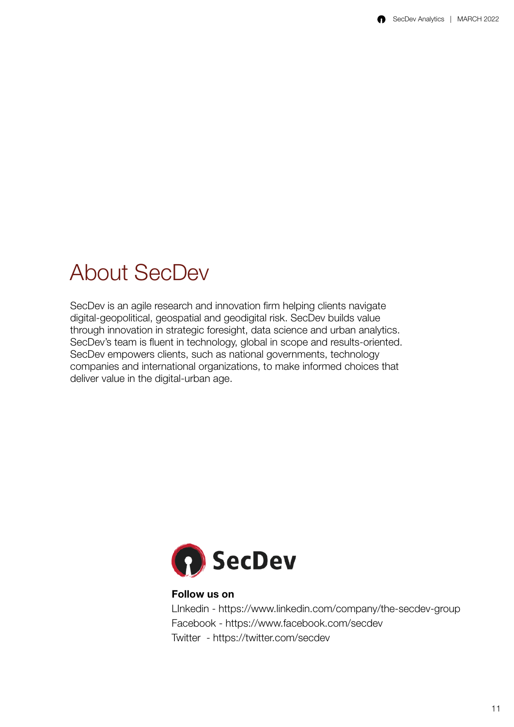# About SecDev

SecDev is an agile research and innovation firm helping clients navigate digital-geopolitical, geospatial and geodigital risk. SecDev builds value through innovation in strategic foresight, data science and urban analytics. SecDev's team is fluent in technology, global in scope and results-oriented. SecDev empowers clients, such as national governments, technology companies and international organizations, to make informed choices that deliver value in the digital-urban age.

SecDev

**Follow us on**

LInkedin - https://www.linkedin.com/company/the-secdev-group
Facebook - https://www.facebook.com/secdev
Twitter - https://twitter.com/secdev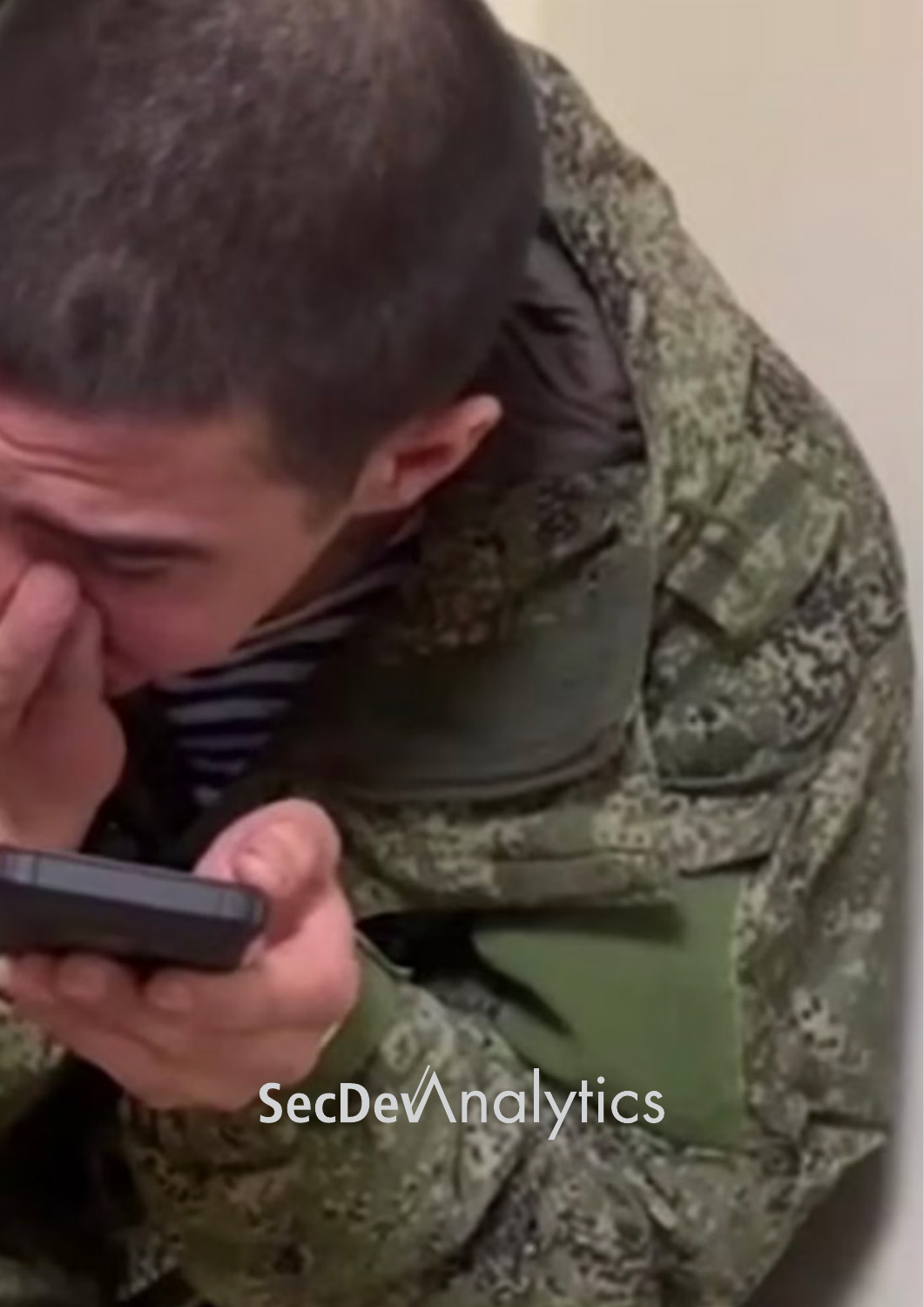SecDevAnalytics